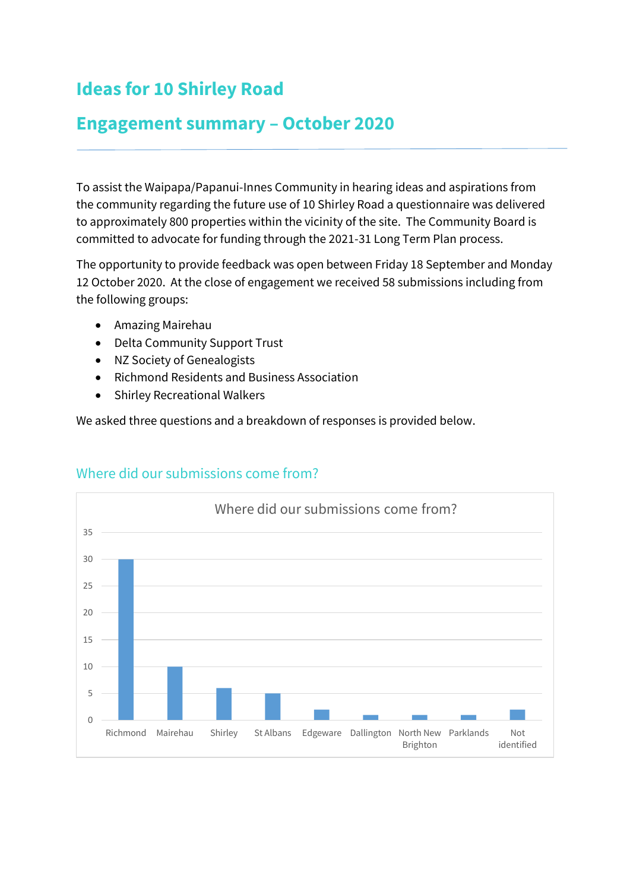# Ideas for 10 Shirley Road

# Engagement summary – October 2020

To assist the Waipapa/Papanui-Innes Community in hearing ideas and aspirations from the community regarding the future use of 10 Shirley Road a questionnaire was delivered to approximately 800 properties within the vicinity of the site. The Community Board is committed to advocate for funding through the 2021-31 Long Term Plan process.

The opportunity to provide feedback was open between Friday 18 September and Monday 12 October 2020. At the close of engagement we received 58 submissions including from the following groups:

- Amazing Mairehau
- Delta Community Support Trust
- NZ Society of Genealogists
- Richmond Residents and Business Association
- Shirley Recreational Walkers

We asked three questions and a breakdown of responses is provided below.

## Where did our submissions come from?

Where did our submissions come from?

| Suburb | Submissions |
|---|---|
| Richmond | 30 |
| Mairehau | 10 |
| Shirley | 6 |
| St Albans | 5 |
| Edgeware | 2 |
| Dallington | 1 |
| North New Brighton | 1 |
| Parklands | 1 |
| Not identified | 2 |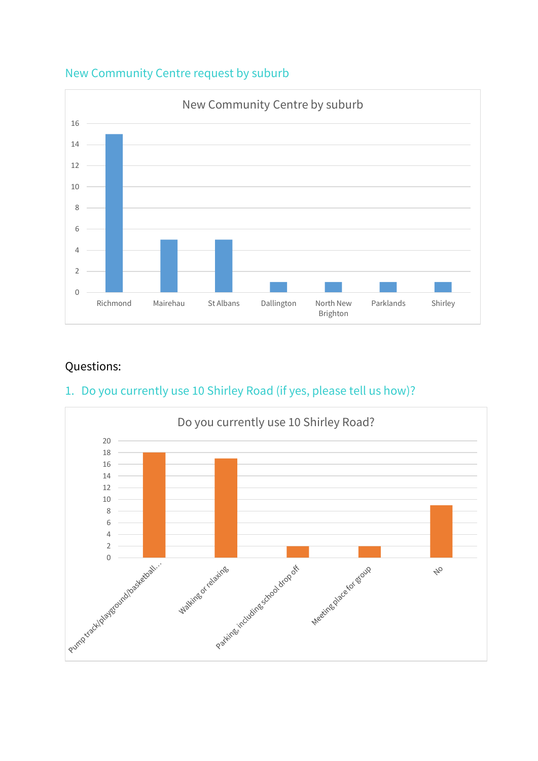## New Community Centre request by suburb

**New Community Centre by suburb**

| Suburb | Count |
|---|---|
| Richmond | 15 |
| Mairehau | 5 |
| St Albans | 5 |
| Dallington | 1 |
| North New Brighton | 1 |
| Parklands | 1 |
| Shirley | 1 |

## Questions:

### 1. Do you currently use 10 Shirley Road (if yes, please tell us how)?

**Do you currently use 10 Shirley Road?**

| Response | Count |
|---|---|
| Pump track/playground/basketball... | 18 |
| Walking or relaxing | 17 |
| Parking, including school drop off | 2 |
| Meeting place for group | 2 |
| No | 9 |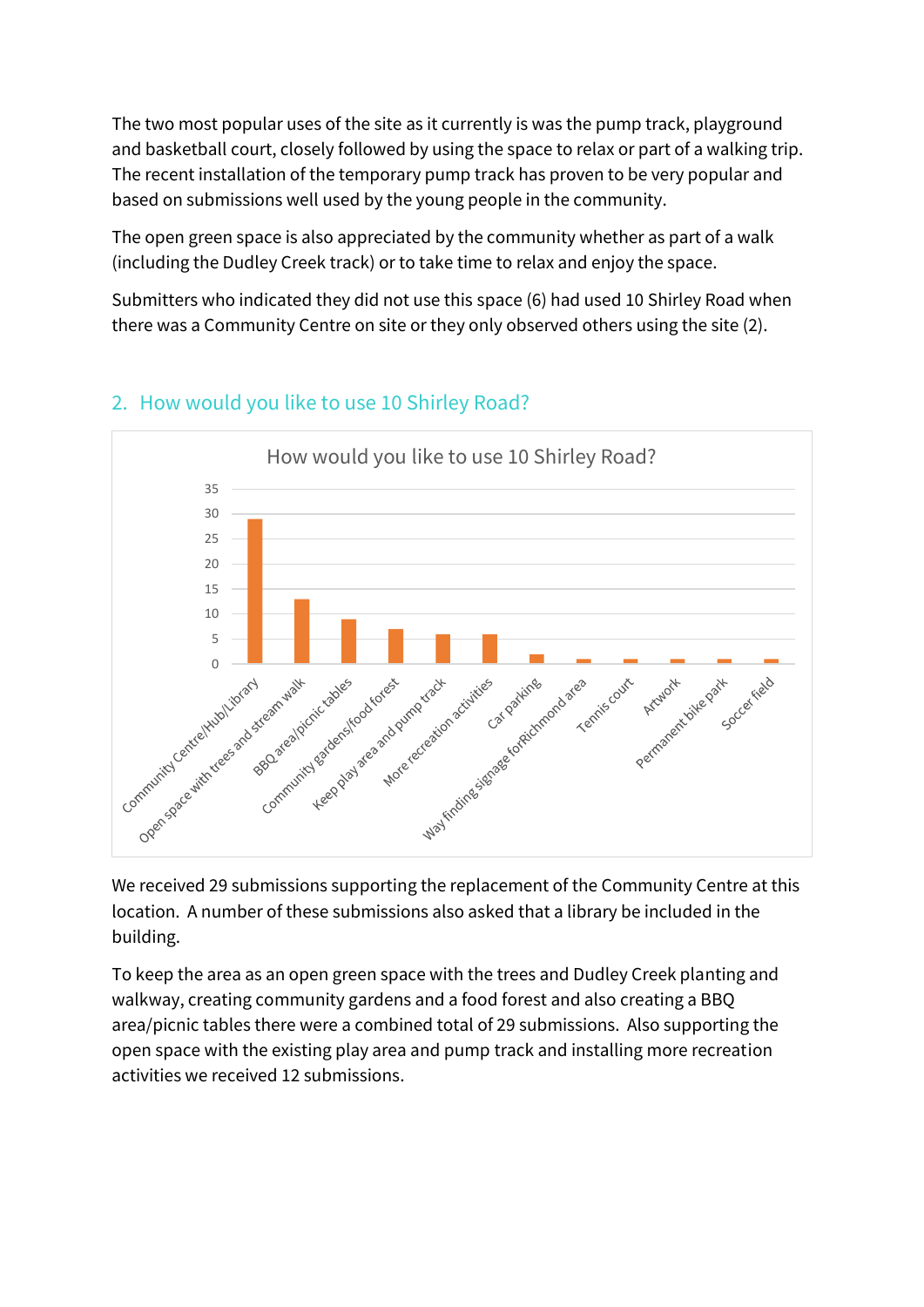The two most popular uses of the site as it currently is was the pump track, playground and basketball court, closely followed by using the space to relax or part of a walking trip. The recent installation of the temporary pump track has proven to be very popular and based on submissions well used by the young people in the community.

The open green space is also appreciated by the community whether as part of a walk (including the Dudley Creek track) or to take time to relax and enjoy the space.

Submitters who indicated they did not use this space (6) had used 10 Shirley Road when there was a Community Centre on site or they only observed others using the site (2).

## 2. How would you like to use 10 Shirley Road?

How would you like to use 10 Shirley Road?

| Use | Count |
|---|---|
| Community Centre/Hub/Library | 29 |
| Open space with trees and stream walk | 13 |
| BBQ area/picnic tables | 9 |
| Community gardens/food forest | 7 |
| Keep play area and pump track | 6 |
| More recreation activities | 6 |
| Car parking | 2 |
| Way finding signage forRichmond area | 1 |
| Tennis court | 1 |
| Artwork | 1 |
| Permanent bike park | 1 |
| Soccer field | 1 |

We received 29 submissions supporting the replacement of the Community Centre at this location. A number of these submissions also asked that a library be included in the building.

To keep the area as an open green space with the trees and Dudley Creek planting and walkway, creating community gardens and a food forest and also creating a BBQ area/picnic tables there were a combined total of 29 submissions. Also supporting the open space with the existing play area and pump track and installing more recreation activities we received 12 submissions.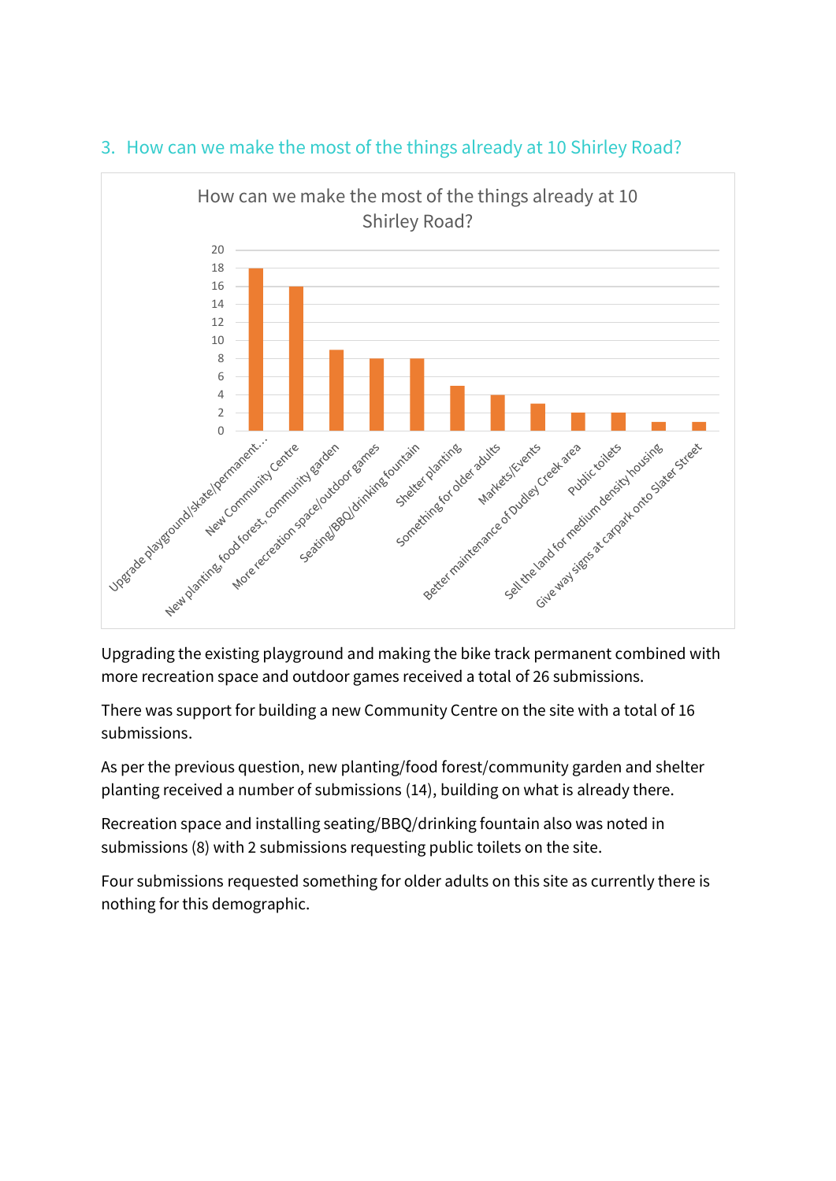## 3. How can we make the most of the things already at 10 Shirley Road?

How can we make the most of the things already at 10 Shirley Road?

20
18
16
14
12
10
8
6
4
2
0

Upgrade playground/skate/permanent...
New Community Centre
New planting, food forest, community garden
More recreation space/outdoor games
Seating/BBQ/drinking fountain
Shelter planting
Something for older adults
Markets/Events
Better maintenance of Dudley Creek area
Public toilets
Sell the land for medium density housing
Give way signs at carpark onto Slater Street

Upgrading the existing playground and making the bike track permanent combined with more recreation space and outdoor games received a total of 26 submissions.

There was support for building a new Community Centre on the site with a total of 16 submissions.

As per the previous question, new planting/food forest/community garden and shelter planting received a number of submissions (14), building on what is already there.

Recreation space and installing seating/BBQ/drinking fountain also was noted in submissions (8) with 2 submissions requesting public toilets on the site.

Four submissions requested something for older adults on this site as currently there is nothing for this demographic.